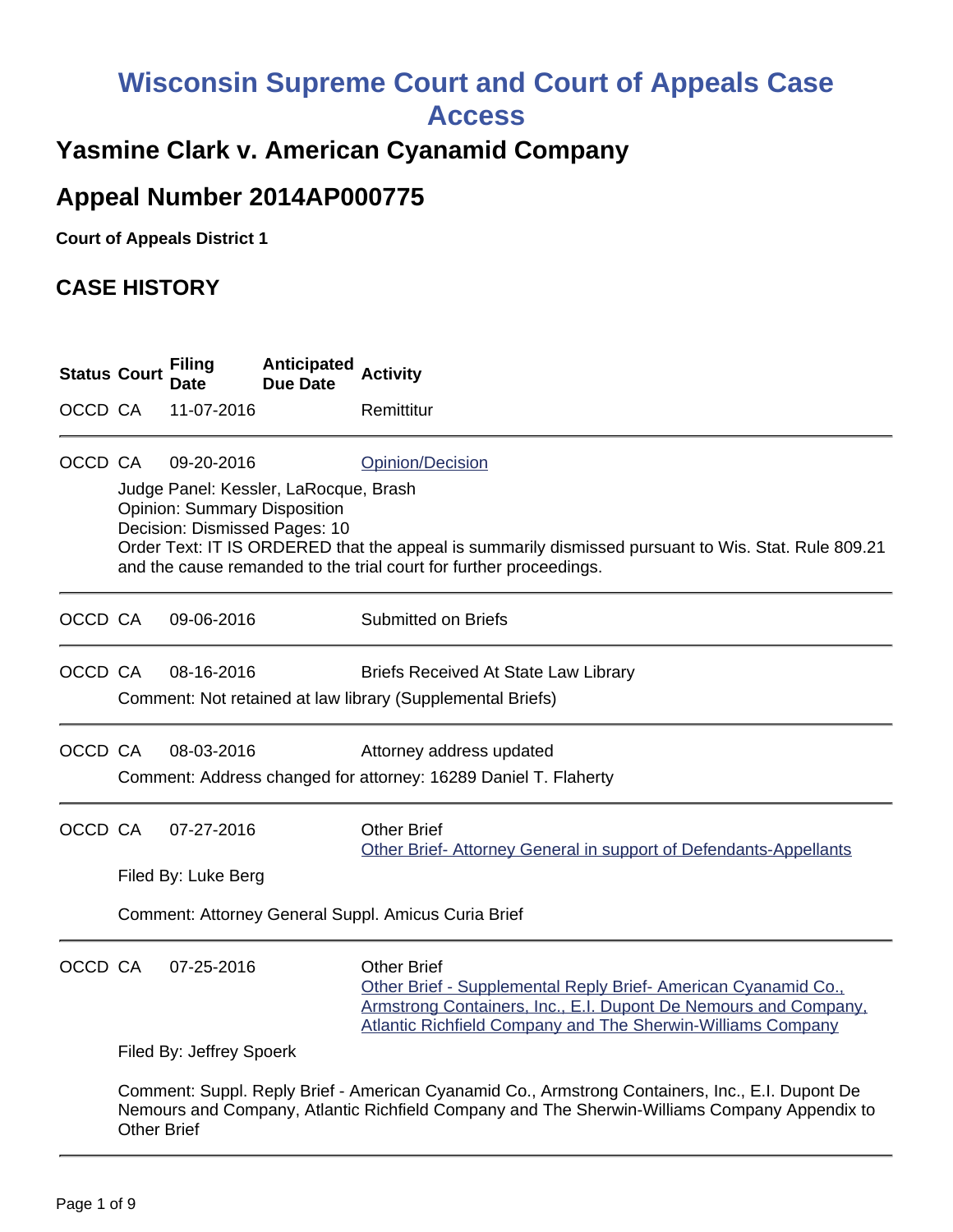# Wisconsin Supreme Court and Court of Appeals Case Access

## Yasmine Clark v. American Cyanamid Company

## Appeal Number 2014AP000775

**Court of Appeals District 1**

## CASE HISTORY

| Status | Court | Filing Date | Anticipated Due Date | Activity |
|---|---|---|---|---|
| OCCD | CA | 11-07-2016 | | Remittitur |

| Status | Court | Filing Date | Anticipated Due Date | Activity |
|---|---|---|---|---|
| OCCD | CA | 09-20-2016 | | Opinion/Decision |

Judge Panel: Kessler, LaRocque, Brash
Opinion: Summary Disposition
Decision: Dismissed Pages: 10
Order Text: IT IS ORDERED that the appeal is summarily dismissed pursuant to Wis. Stat. Rule 809.21 and the cause remanded to the trial court for further proceedings.

| Status | Court | Filing Date | Anticipated Due Date | Activity |
|---|---|---|---|---|
| OCCD | CA | 09-06-2016 | | Submitted on Briefs |

| Status | Court | Filing Date | Anticipated Due Date | Activity |
|---|---|---|---|---|
| OCCD | CA | 08-16-2016 | | Briefs Received At State Law Library |

Comment: Not retained at law library (Supplemental Briefs)

| Status | Court | Filing Date | Anticipated Due Date | Activity |
|---|---|---|---|---|
| OCCD | CA | 08-03-2016 | | Attorney address updated |

Comment: Address changed for attorney: 16289 Daniel T. Flaherty

| Status | Court | Filing Date | Anticipated Due Date | Activity |
|---|---|---|---|---|
| OCCD | CA | 07-27-2016 | | Other Brief<br>Other Brief- Attorney General in support of Defendants-Appellants |

Filed By: Luke Berg

Comment: Attorney General Suppl. Amicus Curia Brief

| Status | Court | Filing Date | Anticipated Due Date | Activity |
|---|---|---|---|---|
| OCCD | CA | 07-25-2016 | | Other Brief<br>Other Brief - Supplemental Reply Brief- American Cyanamid Co., Armstrong Containers, Inc., E.I. Dupont De Nemours and Company, Atlantic Richfield Company and The Sherwin-Williams Company |

Filed By: Jeffrey Spoerk

Comment: Suppl. Reply Brief - American Cyanamid Co., Armstrong Containers, Inc., E.I. Dupont De Nemours and Company, Atlantic Richfield Company and The Sherwin-Williams Company Appendix to Other Brief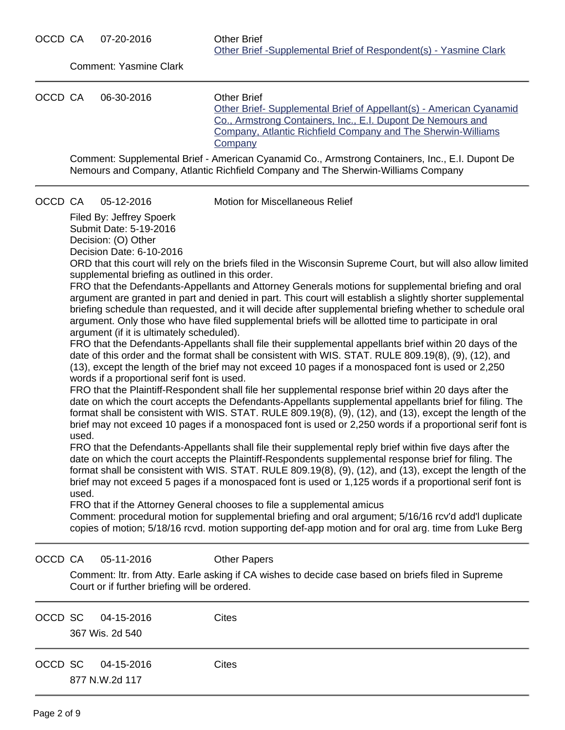OCCD CA 07-20-2016 Other Brief

Other Brief -Supplemental Brief of Respondent(s) - Yasmine Clark

Comment: Yasmine Clark

---

OCCD CA 06-30-2016 Other Brief

Other Brief- Supplemental Brief of Appellant(s) - American Cyanamid Co., Armstrong Containers, Inc., E.I. Dupont De Nemours and Company, Atlantic Richfield Company and The Sherwin-Williams Company

Comment: Supplemental Brief - American Cyanamid Co., Armstrong Containers, Inc., E.I. Dupont De Nemours and Company, Atlantic Richfield Company and The Sherwin-Williams Company

---

OCCD CA 05-12-2016 Motion for Miscellaneous Relief

Filed By: Jeffrey Spoerk
Submit Date: 5-19-2016
Decision: (O) Other
Decision Date: 6-10-2016

ORD that this court will rely on the briefs filed in the Wisconsin Supreme Court, but will also allow limited supplemental briefing as outlined in this order.

FRO that the Defendants-Appellants and Attorney Generals motions for supplemental briefing and oral argument are granted in part and denied in part. This court will establish a slightly shorter supplemental briefing schedule than requested, and it will decide after supplemental briefing whether to schedule oral argument. Only those who have filed supplemental briefs will be allotted time to participate in oral argument (if it is ultimately scheduled).

FRO that the Defendants-Appellants shall file their supplemental appellants brief within 20 days of the date of this order and the format shall be consistent with WIS. STAT. RULE 809.19(8), (9), (12), and (13), except the length of the brief may not exceed 10 pages if a monospaced font is used or 2,250 words if a proportional serif font is used.

FRO that the Plaintiff-Respondent shall file her supplemental response brief within 20 days after the date on which the court accepts the Defendants-Appellants supplemental appellants brief for filing. The format shall be consistent with WIS. STAT. RULE 809.19(8), (9), (12), and (13), except the length of the brief may not exceed 10 pages if a monospaced font is used or 2,250 words if a proportional serif font is used.

FRO that the Defendants-Appellants shall file their supplemental reply brief within five days after the date on which the court accepts the Plaintiff-Respondents supplemental response brief for filing. The format shall be consistent with WIS. STAT. RULE 809.19(8), (9), (12), and (13), except the length of the brief may not exceed 5 pages if a monospaced font is used or 1,125 words if a proportional serif font is used.

FRO that if the Attorney General chooses to file a supplemental amicus

Comment: procedural motion for supplemental briefing and oral argument; 5/16/16 rcv'd add'l duplicate copies of motion; 5/18/16 rcvd. motion supporting def-app motion and for oral arg. time from Luke Berg

---

OCCD CA 05-11-2016 Other Papers

Comment: ltr. from Atty. Earle asking if CA wishes to decide case based on briefs filed in Supreme Court or if further briefing will be ordered.

---

OCCD SC 04-15-2016 Cites

367 Wis. 2d 540

---

OCCD SC 04-15-2016 Cites

877 N.W.2d 117

---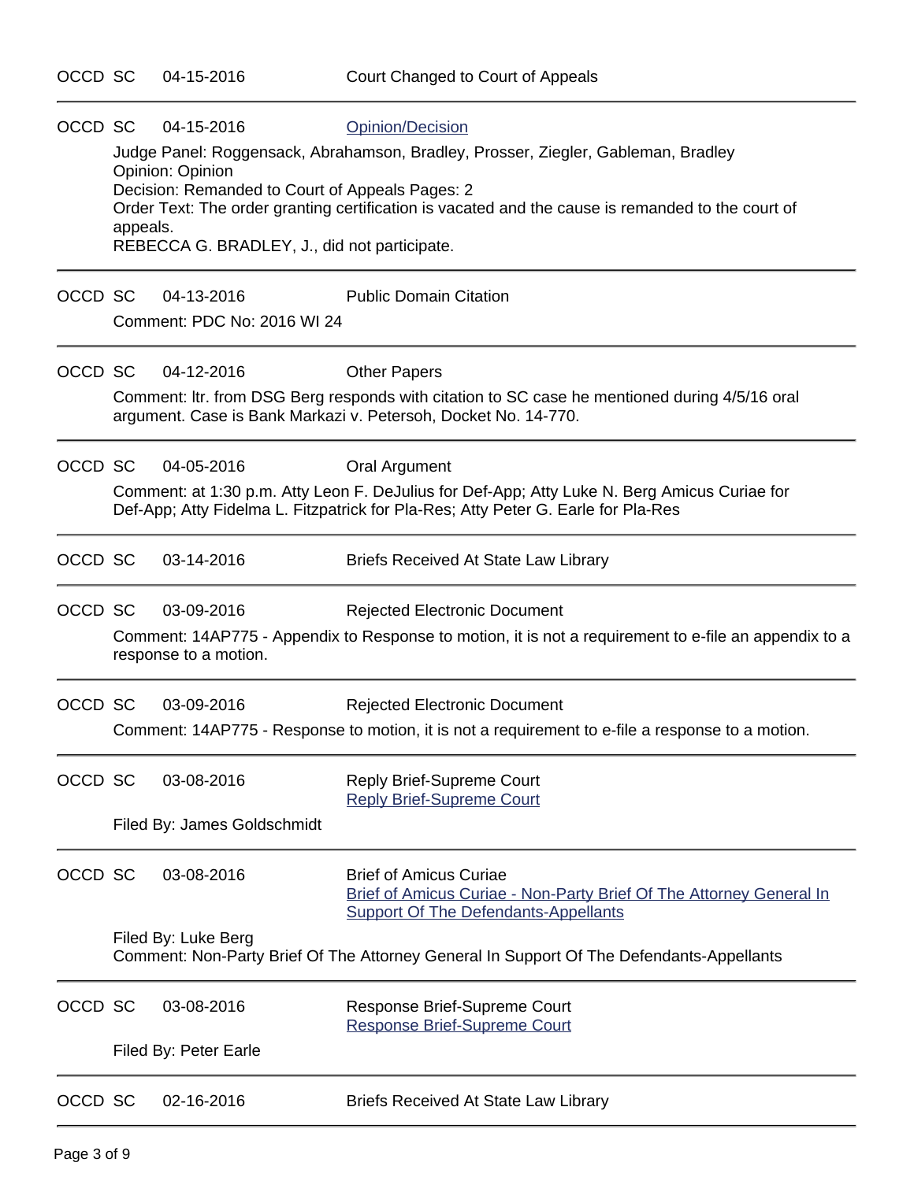OCCD SC 04-15-2016 Court Changed to Court of Appeals

---

OCCD SC 04-15-2016 Opinion/Decision

Judge Panel: Roggensack, Abrahamson, Bradley, Prosser, Ziegler, Gableman, Bradley
Opinion: Opinion
Decision: Remanded to Court of Appeals Pages: 2
Order Text: The order granting certification is vacated and the cause is remanded to the court of appeals.
REBECCA G. BRADLEY, J., did not participate.

---

OCCD SC 04-13-2016 Public Domain Citation

Comment: PDC No: 2016 WI 24

---

OCCD SC 04-12-2016 Other Papers

Comment: ltr. from DSG Berg responds with citation to SC case he mentioned during 4/5/16 oral argument. Case is Bank Markazi v. Petersoh, Docket No. 14-770.

---

OCCD SC 04-05-2016 Oral Argument

Comment: at 1:30 p.m. Atty Leon F. DeJulius for Def-App; Atty Luke N. Berg Amicus Curiae for Def-App; Atty Fidelma L. Fitzpatrick for Pla-Res; Atty Peter G. Earle for Pla-Res

---

OCCD SC 03-14-2016 Briefs Received At State Law Library

---

OCCD SC 03-09-2016 Rejected Electronic Document

Comment: 14AP775 - Appendix to Response to motion, it is not a requirement to e-file an appendix to a response to a motion.

---

OCCD SC 03-09-2016 Rejected Electronic Document

Comment: 14AP775 - Response to motion, it is not a requirement to e-file a response to a motion.

---

OCCD SC 03-08-2016 Reply Brief-Supreme Court
Reply Brief-Supreme Court

Filed By: James Goldschmidt

---

OCCD SC 03-08-2016 Brief of Amicus Curiae
Brief of Amicus Curiae - Non-Party Brief Of The Attorney General In Support Of The Defendants-Appellants

Filed By: Luke Berg
Comment: Non-Party Brief Of The Attorney General In Support Of The Defendants-Appellants

---

OCCD SC 03-08-2016 Response Brief-Supreme Court
Response Brief-Supreme Court

Filed By: Peter Earle

---

OCCD SC 02-16-2016 Briefs Received At State Law Library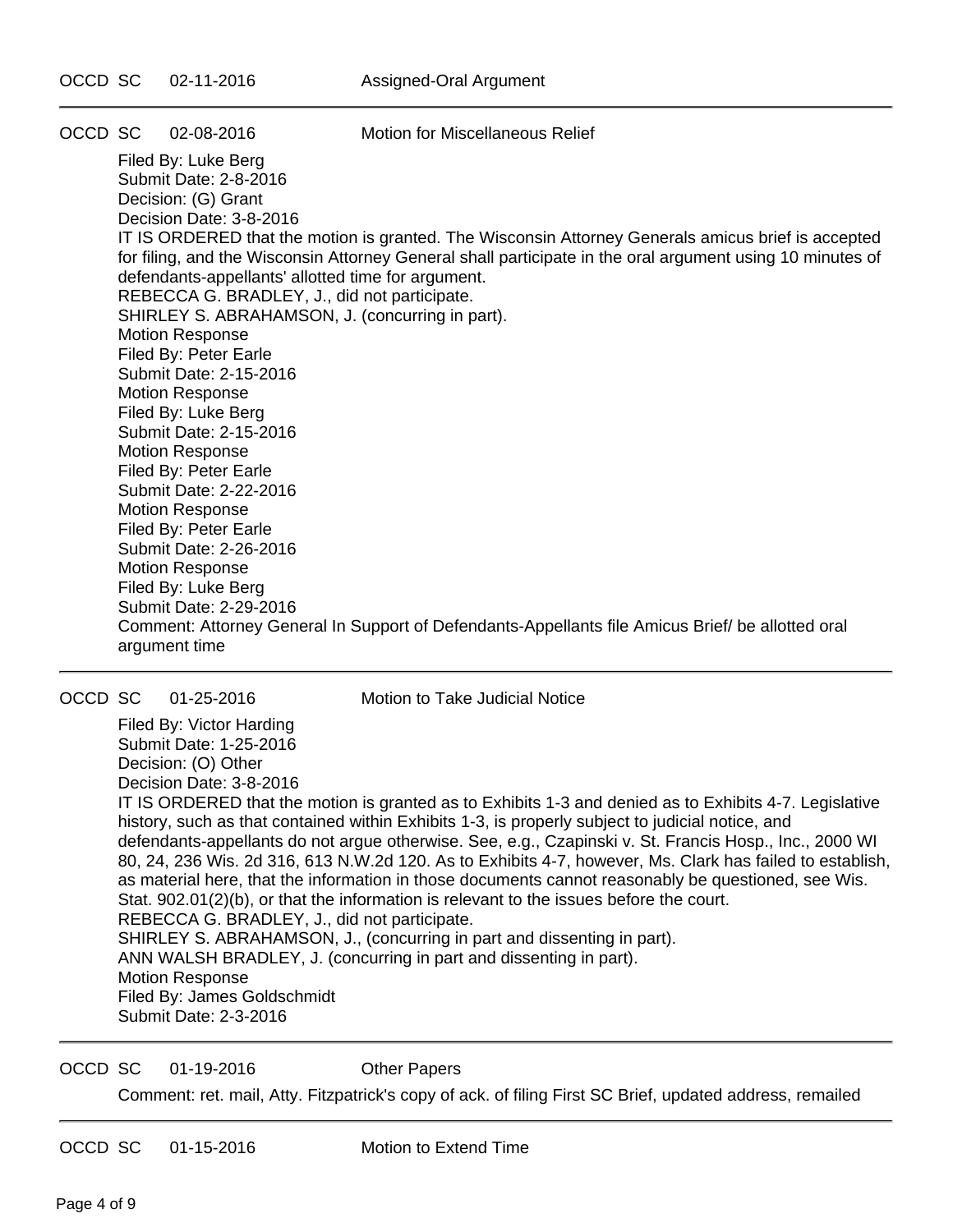OCCD SC 02-11-2016 Assigned-Oral Argument

---

OCCD SC 02-08-2016 Motion for Miscellaneous Relief

Filed By: Luke Berg
Submit Date: 2-8-2016
Decision: (G) Grant
Decision Date: 3-8-2016
IT IS ORDERED that the motion is granted. The Wisconsin Attorney Generals amicus brief is accepted for filing, and the Wisconsin Attorney General shall participate in the oral argument using 10 minutes of defendants-appellants' allotted time for argument.
REBECCA G. BRADLEY, J., did not participate.
SHIRLEY S. ABRAHAMSON, J. (concurring in part).
Motion Response
Filed By: Peter Earle
Submit Date: 2-15-2016
Motion Response
Filed By: Luke Berg
Submit Date: 2-15-2016
Motion Response
Filed By: Peter Earle
Submit Date: 2-22-2016
Motion Response
Filed By: Peter Earle
Submit Date: 2-26-2016
Motion Response
Filed By: Luke Berg
Submit Date: 2-29-2016
Comment: Attorney General In Support of Defendants-Appellants file Amicus Brief/ be allotted oral argument time

---

OCCD SC 01-25-2016 Motion to Take Judicial Notice

Filed By: Victor Harding
Submit Date: 1-25-2016
Decision: (O) Other
Decision Date: 3-8-2016
IT IS ORDERED that the motion is granted as to Exhibits 1-3 and denied as to Exhibits 4-7. Legislative history, such as that contained within Exhibits 1-3, is properly subject to judicial notice, and defendants-appellants do not argue otherwise. See, e.g., Czapinski v. St. Francis Hosp., Inc., 2000 WI 80, 24, 236 Wis. 2d 316, 613 N.W.2d 120. As to Exhibits 4-7, however, Ms. Clark has failed to establish, as material here, that the information in those documents cannot reasonably be questioned, see Wis. Stat. 902.01(2)(b), or that the information is relevant to the issues before the court.
REBECCA G. BRADLEY, J., did not participate.
SHIRLEY S. ABRAHAMSON, J., (concurring in part and dissenting in part).
ANN WALSH BRADLEY, J. (concurring in part and dissenting in part).
Motion Response
Filed By: James Goldschmidt
Submit Date: 2-3-2016

---

OCCD SC 01-19-2016 Other Papers

Comment: ret. mail, Atty. Fitzpatrick's copy of ack. of filing First SC Brief, updated address, remailed

---

OCCD SC 01-15-2016 Motion to Extend Time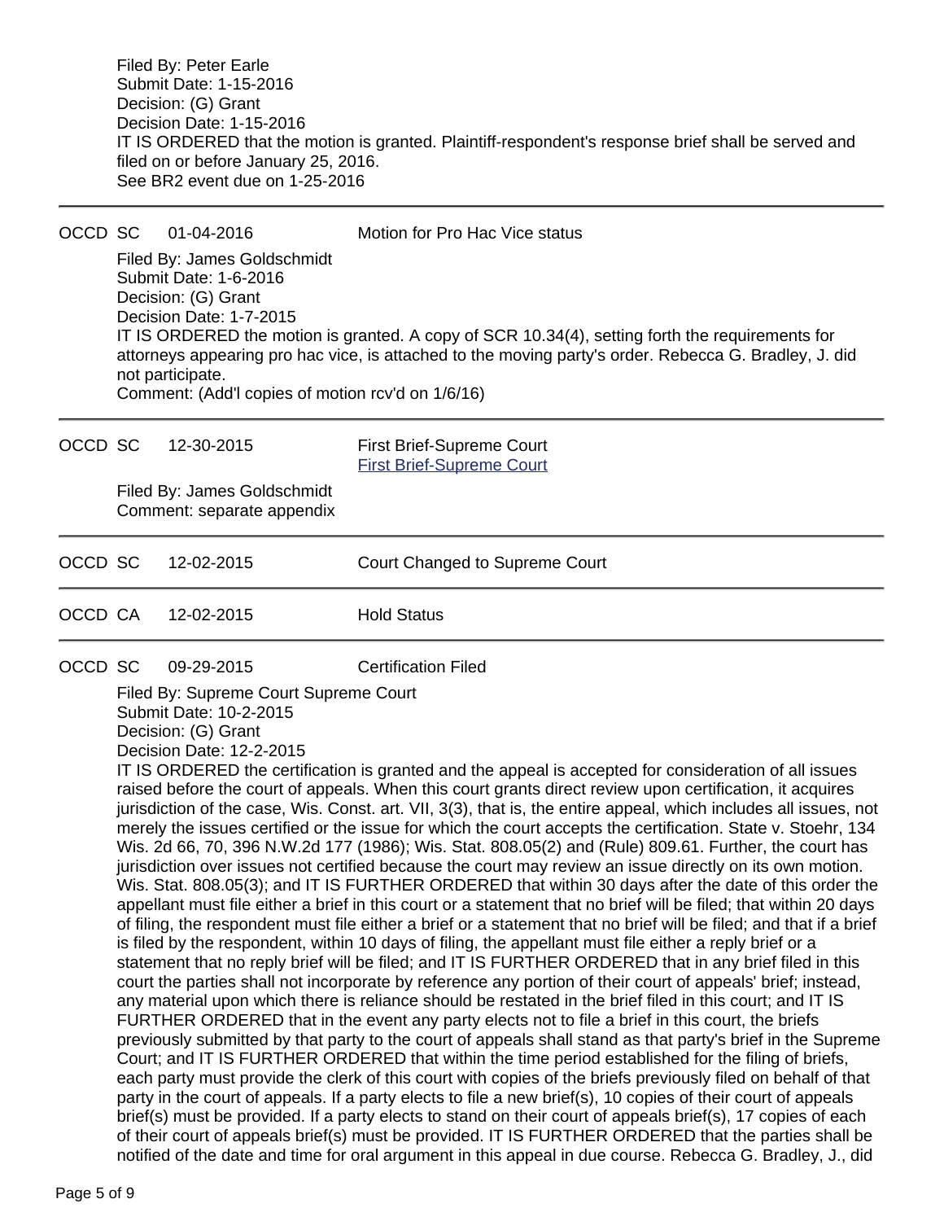Filed By: Peter Earle
Submit Date: 1-15-2016
Decision: (G) Grant
Decision Date: 1-15-2016
IT IS ORDERED that the motion is granted. Plaintiff-respondent's response brief shall be served and filed on or before January 25, 2016.
See BR2 event due on 1-25-2016

---

| OCCD | SC | 01-04-2016 | Motion for Pro Hac Vice status |
|---|---|---|---|

Filed By: James Goldschmidt
Submit Date: 1-6-2016
Decision: (G) Grant
Decision Date: 1-7-2015
IT IS ORDERED the motion is granted. A copy of SCR 10.34(4), setting forth the requirements for attorneys appearing pro hac vice, is attached to the moving party's order. Rebecca G. Bradley, J. did not participate.
Comment: (Add'l copies of motion rcv'd on 1/6/16)

---

| OCCD | SC | 12-30-2015 | First Brief-Supreme Court |
|---|---|---|---|

First Brief-Supreme Court

Filed By: James Goldschmidt
Comment: separate appendix

---

| OCCD | SC | 12-02-2015 | Court Changed to Supreme Court |
|---|---|---|---|

---

| OCCD | CA | 12-02-2015 | Hold Status |
|---|---|---|---|

---

| OCCD | SC | 09-29-2015 | Certification Filed |
|---|---|---|---|

Filed By: Supreme Court Supreme Court
Submit Date: 10-2-2015
Decision: (G) Grant
Decision Date: 12-2-2015
IT IS ORDERED the certification is granted and the appeal is accepted for consideration of all issues raised before the court of appeals. When this court grants direct review upon certification, it acquires jurisdiction of the case, Wis. Const. art. VII, 3(3), that is, the entire appeal, which includes all issues, not merely the issues certified or the issue for which the court accepts the certification. State v. Stoehr, 134 Wis. 2d 66, 70, 396 N.W.2d 177 (1986); Wis. Stat. 808.05(2) and (Rule) 809.61. Further, the court has jurisdiction over issues not certified because the court may review an issue directly on its own motion. Wis. Stat. 808.05(3); and IT IS FURTHER ORDERED that within 30 days after the date of this order the appellant must file either a brief in this court or a statement that no brief will be filed; that within 20 days of filing, the respondent must file either a brief or a statement that no brief will be filed; and that if a brief is filed by the respondent, within 10 days of filing, the appellant must file either a reply brief or a statement that no reply brief will be filed; and IT IS FURTHER ORDERED that in any brief filed in this court the parties shall not incorporate by reference any portion of their court of appeals' brief; instead, any material upon which there is reliance should be restated in the brief filed in this court; and IT IS FURTHER ORDERED that in the event any party elects not to file a brief in this court, the briefs previously submitted by that party to the court of appeals shall stand as that party's brief in the Supreme Court; and IT IS FURTHER ORDERED that within the time period established for the filing of briefs, each party must provide the clerk of this court with copies of the briefs previously filed on behalf of that party in the court of appeals. If a party elects to file a new brief(s), 10 copies of their court of appeals brief(s) must be provided. If a party elects to stand on their court of appeals brief(s), 17 copies of each of their court of appeals brief(s) must be provided. IT IS FURTHER ORDERED that the parties shall be notified of the date and time for oral argument in this appeal in due course. Rebecca G. Bradley, J., did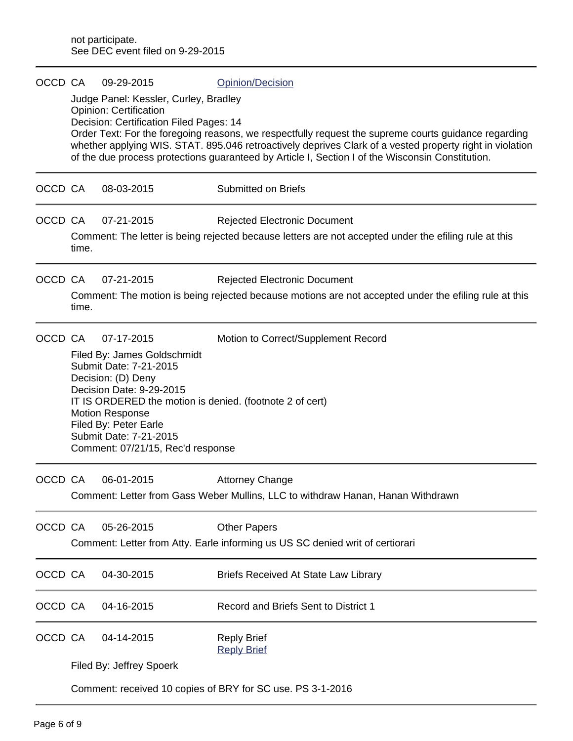not participate.
See DEC event filed on 9-29-2015

---

OCCD CA 09-29-2015 Opinion/Decision

Judge Panel: Kessler, Curley, Bradley
Opinion: Certification
Decision: Certification Filed Pages: 14
Order Text: For the foregoing reasons, we respectfully request the supreme courts guidance regarding whether applying WIS. STAT. 895.046 retroactively deprives Clark of a vested property right in violation of the due process protections guaranteed by Article I, Section I of the Wisconsin Constitution.

---

OCCD CA 08-03-2015 Submitted on Briefs

---

OCCD CA 07-21-2015 Rejected Electronic Document

Comment: The letter is being rejected because letters are not accepted under the efiling rule at this time.

---

OCCD CA 07-21-2015 Rejected Electronic Document

Comment: The motion is being rejected because motions are not accepted under the efiling rule at this time.

---

OCCD CA 07-17-2015 Motion to Correct/Supplement Record

Filed By: James Goldschmidt
Submit Date: 7-21-2015
Decision: (D) Deny
Decision Date: 9-29-2015
IT IS ORDERED the motion is denied. (footnote 2 of cert)
Motion Response
Filed By: Peter Earle
Submit Date: 7-21-2015
Comment: 07/21/15, Rec'd response

---

OCCD CA 06-01-2015 Attorney Change

Comment: Letter from Gass Weber Mullins, LLC to withdraw Hanan, Hanan Withdrawn

---

OCCD CA 05-26-2015 Other Papers

Comment: Letter from Atty. Earle informing us US SC denied writ of certiorari

---

OCCD CA 04-30-2015 Briefs Received At State Law Library

---

OCCD CA 04-16-2015 Record and Briefs Sent to District 1

---

OCCD CA 04-14-2015 Reply Brief
Reply Brief

Filed By: Jeffrey Spoerk

Comment: received 10 copies of BRY for SC use. PS 3-1-2016

---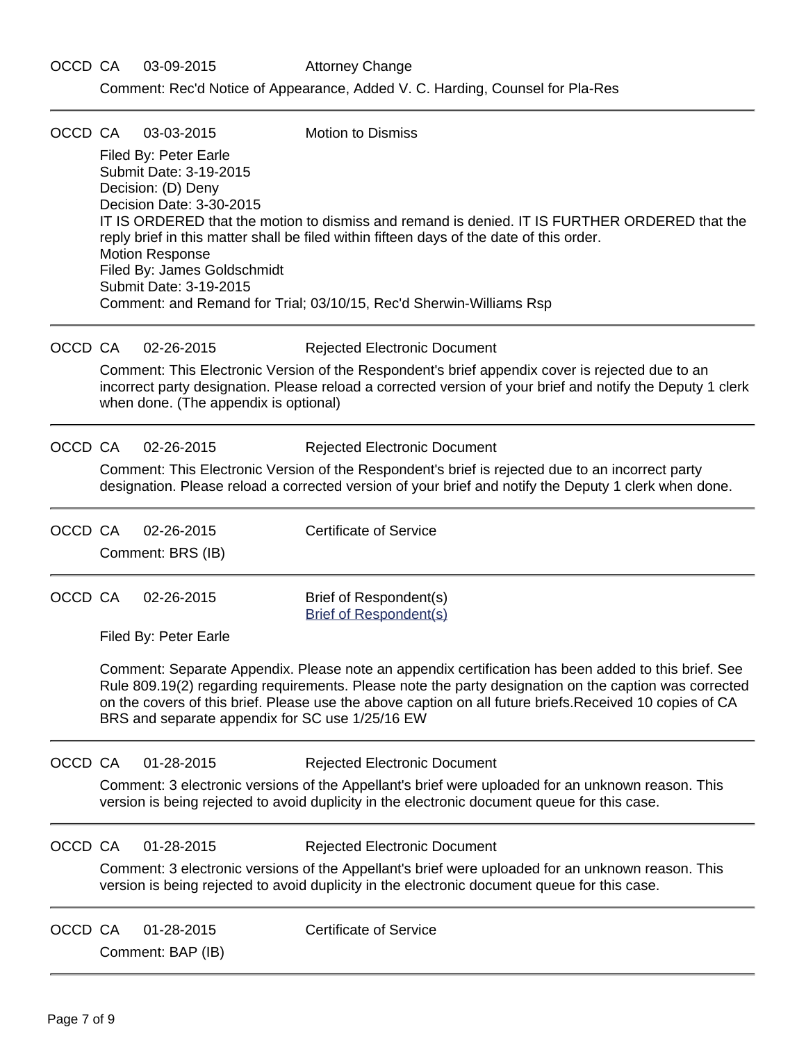OCCD CA 03-09-2015 Attorney Change

Comment: Rec'd Notice of Appearance, Added V. C. Harding, Counsel for Pla-Res

---

OCCD CA 03-03-2015 Motion to Dismiss

Filed By: Peter Earle
Submit Date: 3-19-2015
Decision: (D) Deny
Decision Date: 3-30-2015
IT IS ORDERED that the motion to dismiss and remand is denied. IT IS FURTHER ORDERED that the reply brief in this matter shall be filed within fifteen days of the date of this order.
Motion Response
Filed By: James Goldschmidt
Submit Date: 3-19-2015
Comment: and Remand for Trial; 03/10/15, Rec'd Sherwin-Williams Rsp

---

OCCD CA 02-26-2015 Rejected Electronic Document

Comment: This Electronic Version of the Respondent's brief appendix cover is rejected due to an incorrect party designation. Please reload a corrected version of your brief and notify the Deputy 1 clerk when done. (The appendix is optional)

---

OCCD CA 02-26-2015 Rejected Electronic Document

Comment: This Electronic Version of the Respondent's brief is rejected due to an incorrect party designation. Please reload a corrected version of your brief and notify the Deputy 1 clerk when done.

---

OCCD CA 02-26-2015 Certificate of Service

Comment: BRS (IB)

---

OCCD CA 02-26-2015 Brief of Respondent(s)
Brief of Respondent(s)

Filed By: Peter Earle

Comment: Separate Appendix. Please note an appendix certification has been added to this brief. See Rule 809.19(2) regarding requirements. Please note the party designation on the caption was corrected on the covers of this brief. Please use the above caption on all future briefs.Received 10 copies of CA BRS and separate appendix for SC use 1/25/16 EW

---

OCCD CA 01-28-2015 Rejected Electronic Document

Comment: 3 electronic versions of the Appellant's brief were uploaded for an unknown reason. This version is being rejected to avoid duplicity in the electronic document queue for this case.

---

OCCD CA 01-28-2015 Rejected Electronic Document

Comment: 3 electronic versions of the Appellant's brief were uploaded for an unknown reason. This version is being rejected to avoid duplicity in the electronic document queue for this case.

---

OCCD CA 01-28-2015 Certificate of Service

Comment: BAP (IB)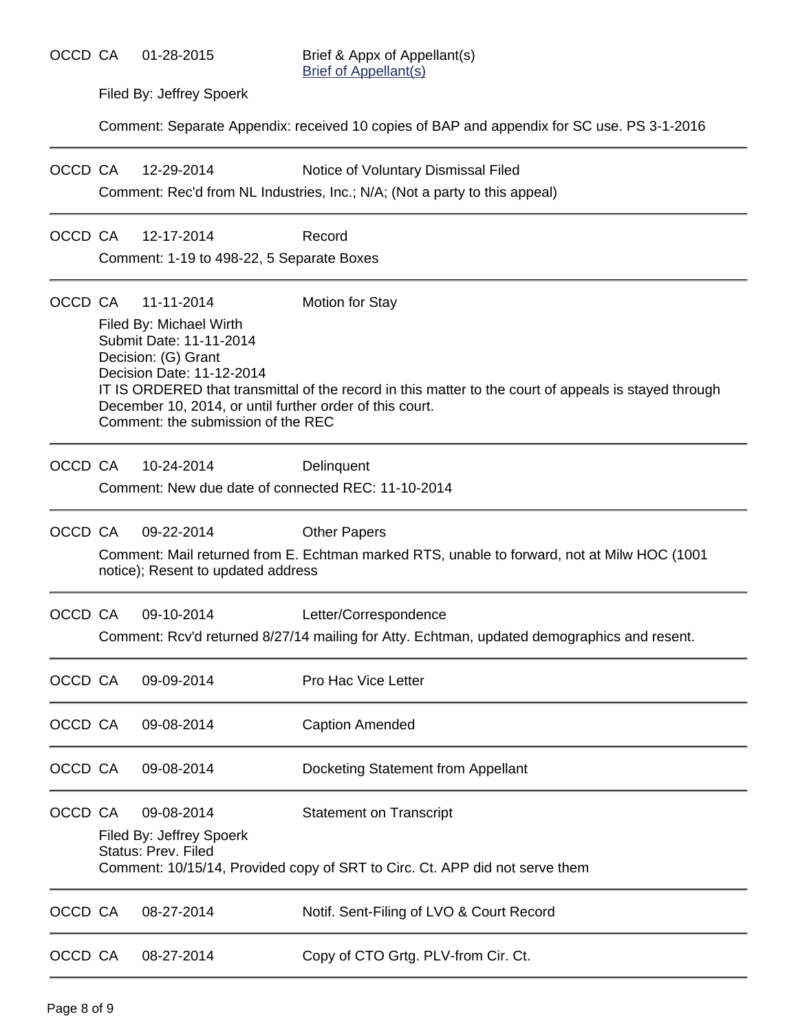OCCD CA 01-28-2015 Brief & Appx of Appellant(s)
Brief of Appellant(s)

Filed By: Jeffrey Spoerk

Comment: Separate Appendix: received 10 copies of BAP and appendix for SC use. PS 3-1-2016

---

OCCD CA 12-29-2014 Notice of Voluntary Dismissal Filed

Comment: Rec'd from NL Industries, Inc.; N/A; (Not a party to this appeal)

---

OCCD CA 12-17-2014 Record

Comment: 1-19 to 498-22, 5 Separate Boxes

---

OCCD CA 11-11-2014 Motion for Stay

Filed By: Michael Wirth
Submit Date: 11-11-2014
Decision: (G) Grant
Decision Date: 11-12-2014
IT IS ORDERED that transmittal of the record in this matter to the court of appeals is stayed through December 10, 2014, or until further order of this court.
Comment: the submission of the REC

---

OCCD CA 10-24-2014 Delinquent

Comment: New due date of connected REC: 11-10-2014

---

OCCD CA 09-22-2014 Other Papers

Comment: Mail returned from E. Echtman marked RTS, unable to forward, not at Milw HOC (1001 notice); Resent to updated address

---

OCCD CA 09-10-2014 Letter/Correspondence

Comment: Rcv'd returned 8/27/14 mailing for Atty. Echtman, updated demographics and resent.

---

OCCD CA 09-09-2014 Pro Hac Vice Letter

---

OCCD CA 09-08-2014 Caption Amended

---

OCCD CA 09-08-2014 Docketing Statement from Appellant

---

OCCD CA 09-08-2014 Statement on Transcript

Filed By: Jeffrey Spoerk
Status: Prev. Filed
Comment: 10/15/14, Provided copy of SRT to Circ. Ct. APP did not serve them

---

OCCD CA 08-27-2014 Notif. Sent-Filing of LVO & Court Record

---

OCCD CA 08-27-2014 Copy of CTO Grtg. PLV-from Cir. Ct.

---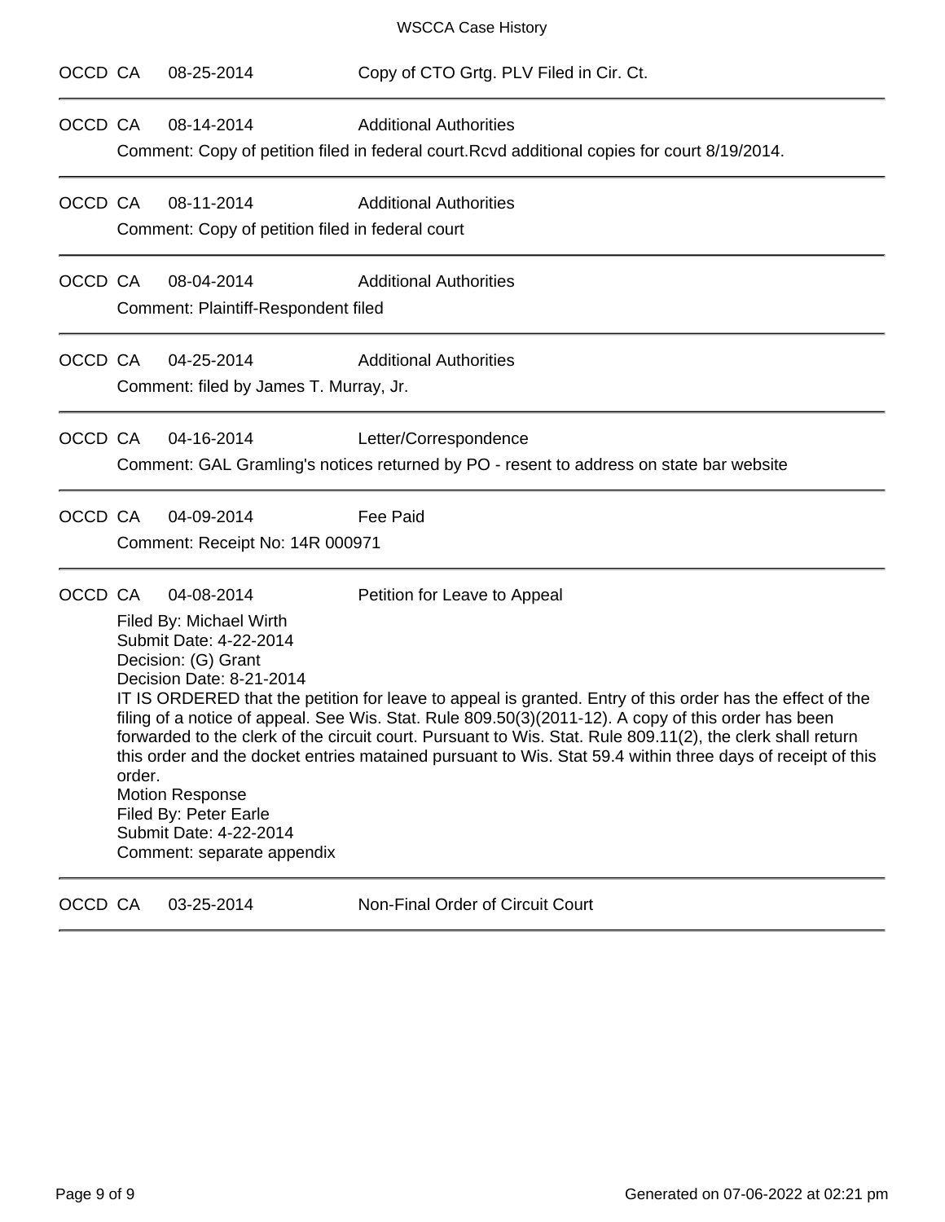OCCD CA 08-25-2014 Copy of CTO Grtg. PLV Filed in Cir. Ct.

---

OCCD CA 08-14-2014 Additional Authorities

Comment: Copy of petition filed in federal court.Rcvd additional copies for court 8/19/2014.

---

OCCD CA 08-11-2014 Additional Authorities

Comment: Copy of petition filed in federal court

---

OCCD CA 08-04-2014 Additional Authorities

Comment: Plaintiff-Respondent filed

---

OCCD CA 04-25-2014 Additional Authorities

Comment: filed by James T. Murray, Jr.

---

OCCD CA 04-16-2014 Letter/Correspondence

Comment: GAL Gramling's notices returned by PO - resent to address on state bar website

---

OCCD CA 04-09-2014 Fee Paid

Comment: Receipt No: 14R 000971

---

OCCD CA 04-08-2014 Petition for Leave to Appeal

Filed By: Michael Wirth
Submit Date: 4-22-2014
Decision: (G) Grant
Decision Date: 8-21-2014
IT IS ORDERED that the petition for leave to appeal is granted. Entry of this order has the effect of the filing of a notice of appeal. See Wis. Stat. Rule 809.50(3)(2011-12). A copy of this order has been forwarded to the clerk of the circuit court. Pursuant to Wis. Stat. Rule 809.11(2), the clerk shall return this order and the docket entries matained pursuant to Wis. Stat 59.4 within three days of receipt of this order.
Motion Response
Filed By: Peter Earle
Submit Date: 4-22-2014
Comment: separate appendix

---

OCCD CA 03-25-2014 Non-Final Order of Circuit Court

---